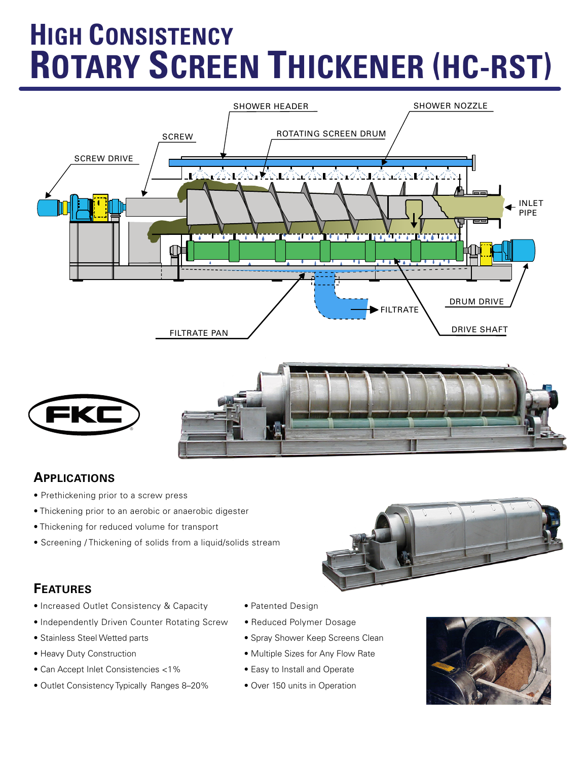# High Consistency Rotary Screen Thickener (HC-RST)

SHOWER HEADER

SHOWER NOZZLE

SCREW

ROTATING SCREEN DRUM

SCREW DRIVE

INLET PIPE

FILTRATE

DRUM DRIVE

FILTRATE PAN

DRIVE SHAFT

FKC

## Applications

- Prethickening prior to a screw press
- Thickening prior to an aerobic or anaerobic digester
- Thickening for reduced volume for transport
- Screening / Thickening of solids from a liquid/solids stream

## Features

- Increased Outlet Consistency & Capacity
- Independently Driven Counter Rotating Screw
- Stainless Steel Wetted parts
- Heavy Duty Construction
- Can Accept Inlet Consistencies <1%
- Outlet Consistency Typically Ranges 8–20%
- Patented Design
- Reduced Polymer Dosage
- Spray Shower Keep Screens Clean
- Multiple Sizes for Any Flow Rate
- Easy to Install and Operate
- Over 150 units in Operation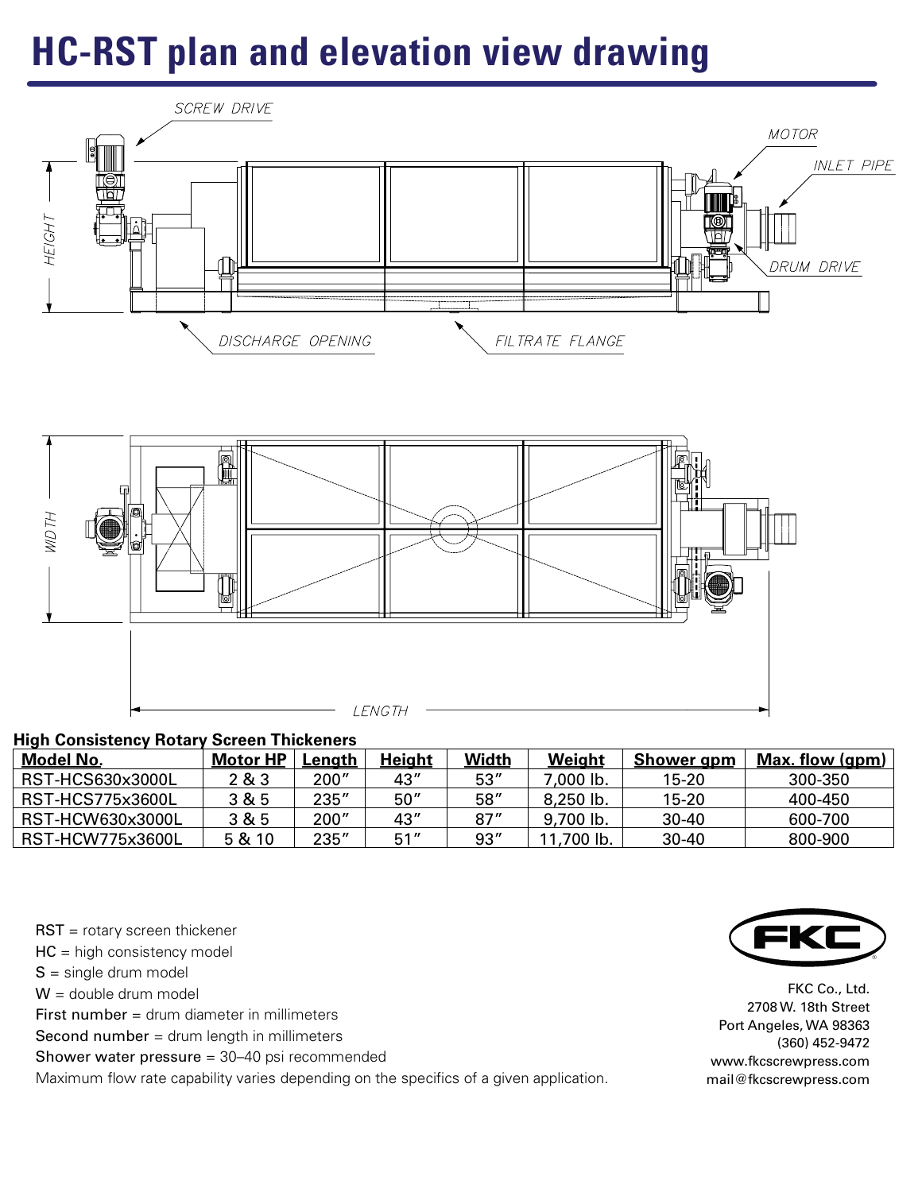# HC-RST plan and elevation view drawing

SCREW DRIVE

MOTOR

INLET PIPE

HEIGHT

DRUM DRIVE

DISCHARGE OPENING

FILTRATE FLANGE

WIDTH

LENGTH

**High Consistency Rotary Screen Thickeners**

| Model No. | Motor HP | Length | Height | Width | Weight | Shower gpm | Max. flow (gpm) |
|---|---|---|---|---|---|---|---|
| RST-HCS630x3000L | 2 & 3 | 200″ | 43″ | 53″ | 7,000 lb. | 15-20 | 300-350 |
| RST-HCS775x3600L | 3 & 5 | 235″ | 50″ | 58″ | 8,250 lb. | 15-20 | 400-450 |
| RST-HCW630x3000L | 3 & 5 | 200″ | 43″ | 87″ | 9,700 lb. | 30-40 | 600-700 |
| RST-HCW775x3600L | 5 & 10 | 235″ | 51″ | 93″ | 11,700 lb. | 30-40 | 800-900 |

RST = rotary screen thickener
HC = high consistency model
S = single drum model
W = double drum model
First number = drum diameter in millimeters
Second number = drum length in millimeters
Shower water pressure = 30–40 psi recommended
Maximum flow rate capability varies depending on the specifics of a given application.

FKC

FKC Co., Ltd.
2708 W. 18th Street
Port Angeles, WA 98363
(360) 452-9472
www.fkcscrewpress.com
mail@fkcscrewpress.com